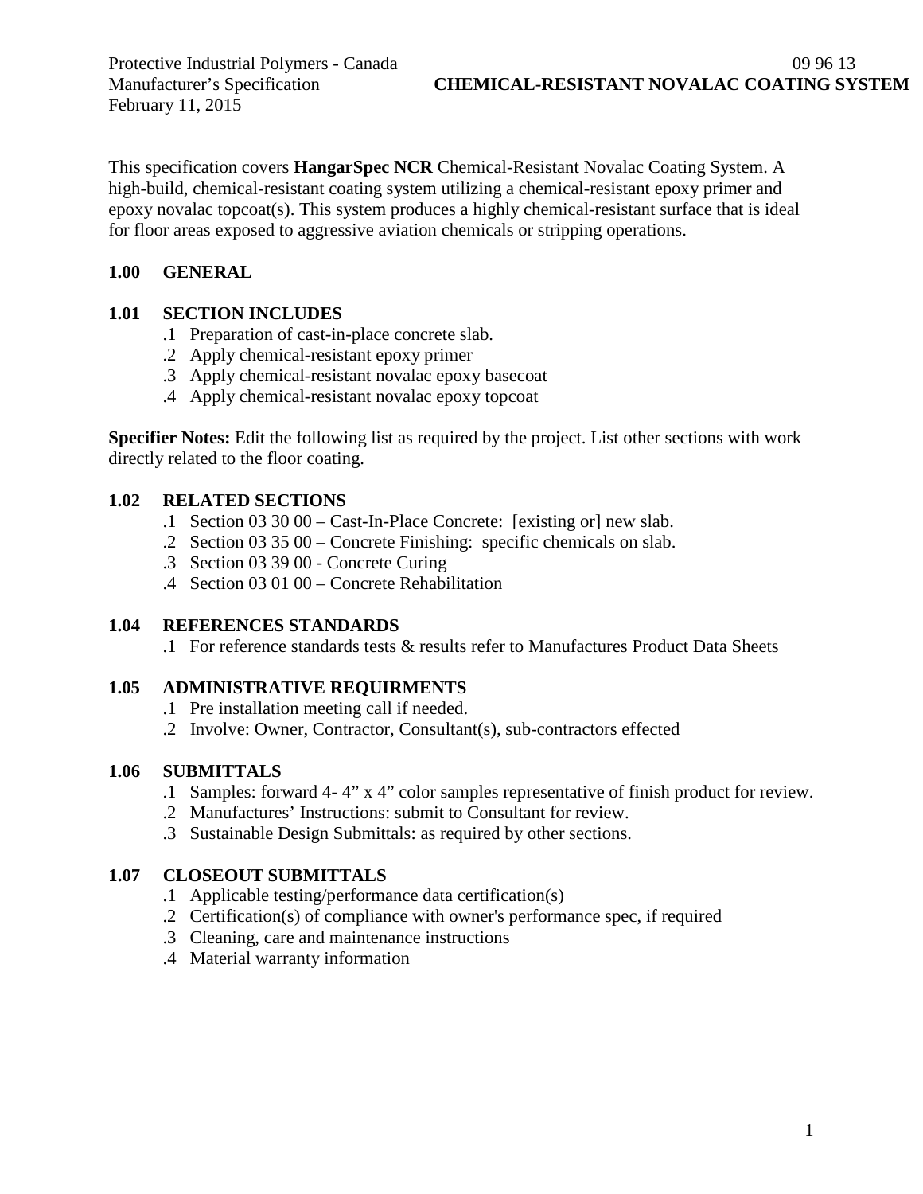Protective Industrial Polymers - Canada
Manufacturer's Specification
February 11, 2015

09 96 13
**CHEMICAL-RESISTANT NOVALAC COATING SYSTEM**

This specification covers **HangarSpec NCR** Chemical-Resistant Novalac Coating System. A high-build, chemical-resistant coating system utilizing a chemical-resistant epoxy primer and epoxy novalac topcoat(s). This system produces a highly chemical-resistant surface that is ideal for floor areas exposed to aggressive aviation chemicals or stripping operations.

## 1.00 GENERAL

### 1.01 SECTION INCLUDES

.1 Preparation of cast-in-place concrete slab.
.2 Apply chemical-resistant epoxy primer
.3 Apply chemical-resistant novalac epoxy basecoat
.4 Apply chemical-resistant novalac epoxy topcoat

**Specifier Notes:** Edit the following list as required by the project. List other sections with work directly related to the floor coating.

### 1.02 RELATED SECTIONS

.1 Section 03 30 00 – Cast-In-Place Concrete: [existing or] new slab.
.2 Section 03 35 00 – Concrete Finishing: specific chemicals on slab.
.3 Section 03 39 00 - Concrete Curing
.4 Section 03 01 00 – Concrete Rehabilitation

### 1.04 REFERENCES STANDARDS

.1 For reference standards tests & results refer to Manufactures Product Data Sheets

### 1.05 ADMINISTRATIVE REQUIRMENTS

.1 Pre installation meeting call if needed.
.2 Involve: Owner, Contractor, Consultant(s), sub-contractors effected

### 1.06 SUBMITTALS

.1 Samples: forward 4- 4" x 4" color samples representative of finish product for review.
.2 Manufactures' Instructions: submit to Consultant for review.
.3 Sustainable Design Submittals: as required by other sections.

### 1.07 CLOSEOUT SUBMITTALS

.1 Applicable testing/performance data certification(s)
.2 Certification(s) of compliance with owner's performance spec, if required
.3 Cleaning, care and maintenance instructions
.4 Material warranty information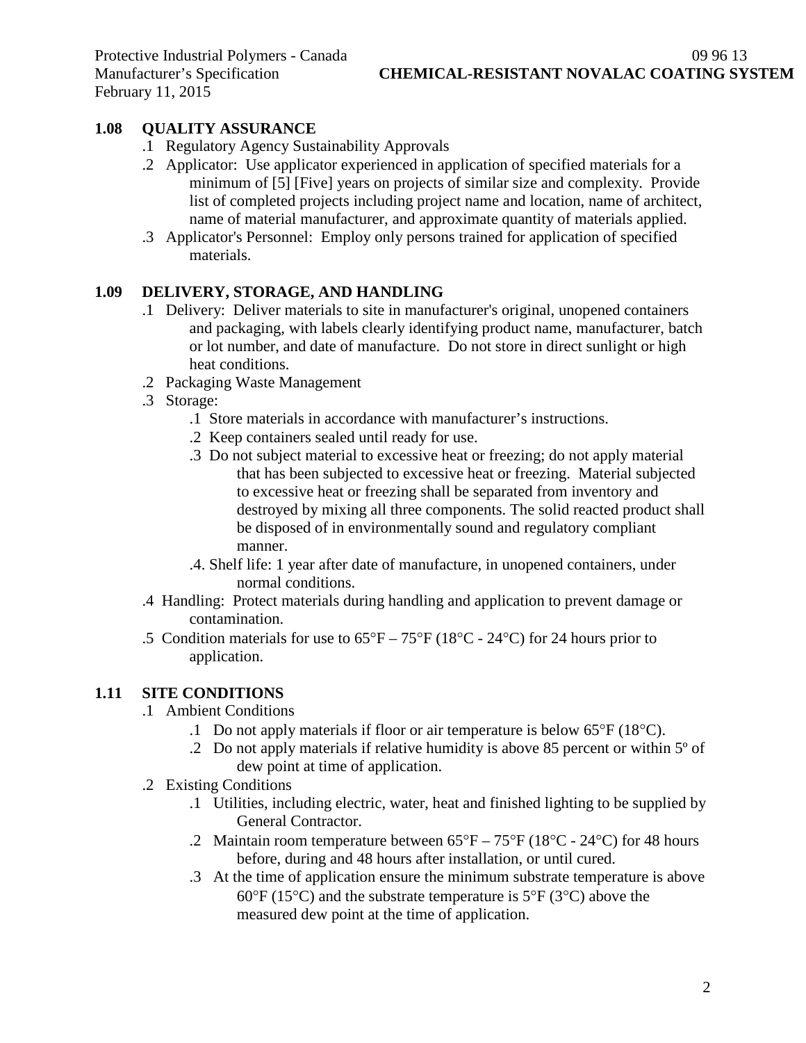### 1.08 QUALITY ASSURANCE

.1 Regulatory Agency Sustainability Approvals

.2 Applicator: Use applicator experienced in application of specified materials for a minimum of [5] [Five] years on projects of similar size and complexity. Provide list of completed projects including project name and location, name of architect, name of material manufacturer, and approximate quantity of materials applied.

.3 Applicator's Personnel: Employ only persons trained for application of specified materials.

### 1.09 DELIVERY, STORAGE, AND HANDLING

.1 Delivery: Deliver materials to site in manufacturer's original, unopened containers and packaging, with labels clearly identifying product name, manufacturer, batch or lot number, and date of manufacture. Do not store in direct sunlight or high heat conditions.

.2 Packaging Waste Management

.3 Storage:

- .1 Store materials in accordance with manufacturer's instructions.
- .2 Keep containers sealed until ready for use.
- .3 Do not subject material to excessive heat or freezing; do not apply material that has been subjected to excessive heat or freezing. Material subjected to excessive heat or freezing shall be separated from inventory and destroyed by mixing all three components. The solid reacted product shall be disposed of in environmentally sound and regulatory compliant manner.
- .4. Shelf life: 1 year after date of manufacture, in unopened containers, under normal conditions.

.4 Handling: Protect materials during handling and application to prevent damage or contamination.

.5 Condition materials for use to 65°F – 75°F (18°C - 24°C) for 24 hours prior to application.

### 1.11 SITE CONDITIONS

.1 Ambient Conditions

- .1 Do not apply materials if floor or air temperature is below 65°F (18°C).
- .2 Do not apply materials if relative humidity is above 85 percent or within 5º of dew point at time of application.

.2 Existing Conditions

- .1 Utilities, including electric, water, heat and finished lighting to be supplied by General Contractor.
- .2 Maintain room temperature between 65°F – 75°F (18°C - 24°C) for 48 hours before, during and 48 hours after installation, or until cured.
- .3 At the time of application ensure the minimum substrate temperature is above 60°F (15°C) and the substrate temperature is 5°F (3°C) above the measured dew point at the time of application.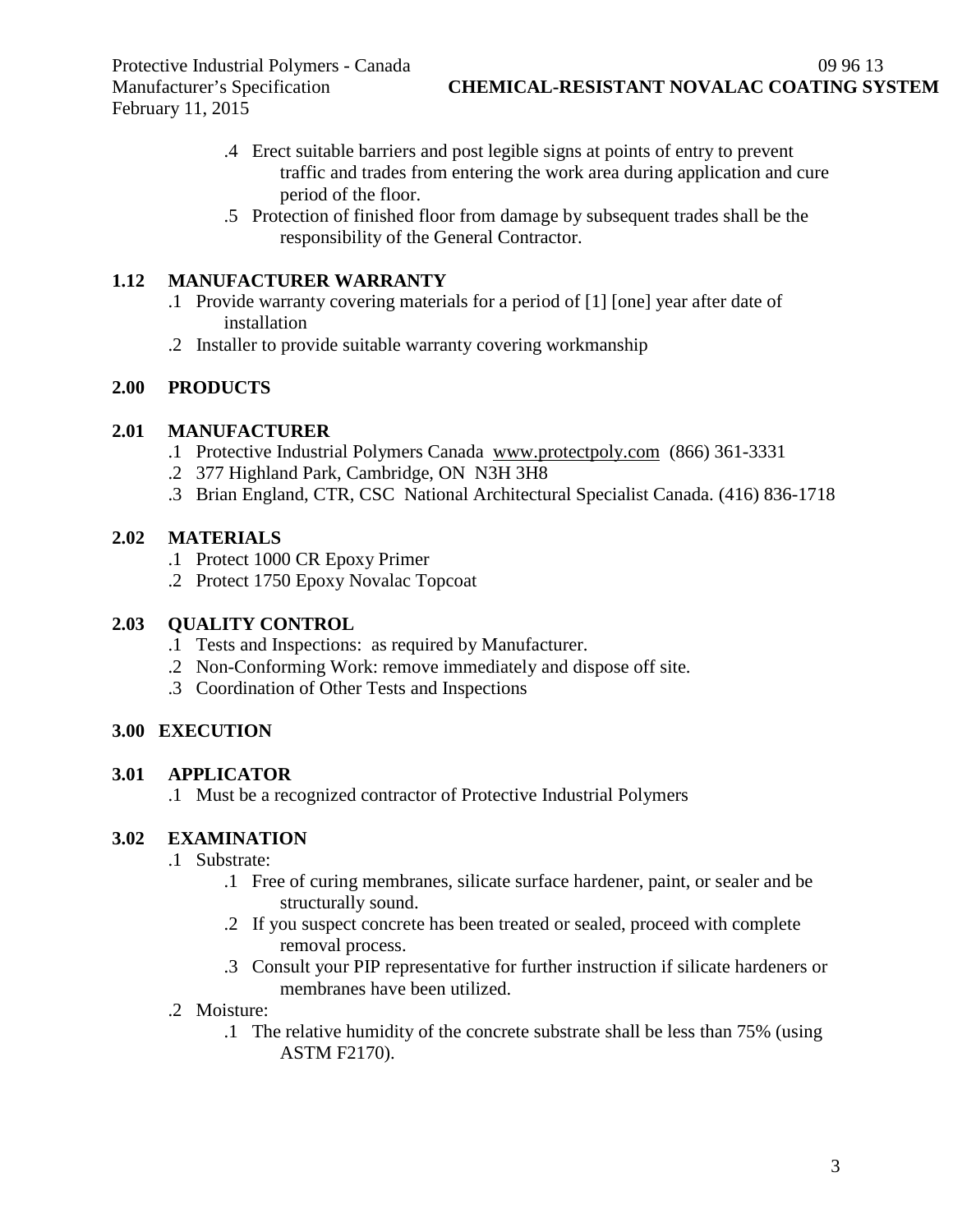.4 Erect suitable barriers and post legible signs at points of entry to prevent traffic and trades from entering the work area during application and cure period of the floor.

.5 Protection of finished floor from damage by subsequent trades shall be the responsibility of the General Contractor.

## 1.12 MANUFACTURER WARRANTY

.1 Provide warranty covering materials for a period of [1] [one] year after date of installation

.2 Installer to provide suitable warranty covering workmanship

# 2.00 PRODUCTS

## 2.01 MANUFACTURER

.1 Protective Industrial Polymers Canada www.protectpoly.com (866) 361-3331

.2 377 Highland Park, Cambridge, ON N3H 3H8

.3 Brian England, CTR, CSC National Architectural Specialist Canada. (416) 836-1718

## 2.02 MATERIALS

.1 Protect 1000 CR Epoxy Primer

.2 Protect 1750 Epoxy Novalac Topcoat

## 2.03 QUALITY CONTROL

.1 Tests and Inspections: as required by Manufacturer.

.2 Non-Conforming Work: remove immediately and dispose off site.

.3 Coordination of Other Tests and Inspections

# 3.00 EXECUTION

## 3.01 APPLICATOR

.1 Must be a recognized contractor of Protective Industrial Polymers

## 3.02 EXAMINATION

.1 Substrate:

- .1 Free of curing membranes, silicate surface hardener, paint, or sealer and be structurally sound.
- .2 If you suspect concrete has been treated or sealed, proceed with complete removal process.
- .3 Consult your PIP representative for further instruction if silicate hardeners or membranes have been utilized.

.2 Moisture:

- .1 The relative humidity of the concrete substrate shall be less than 75% (using ASTM F2170).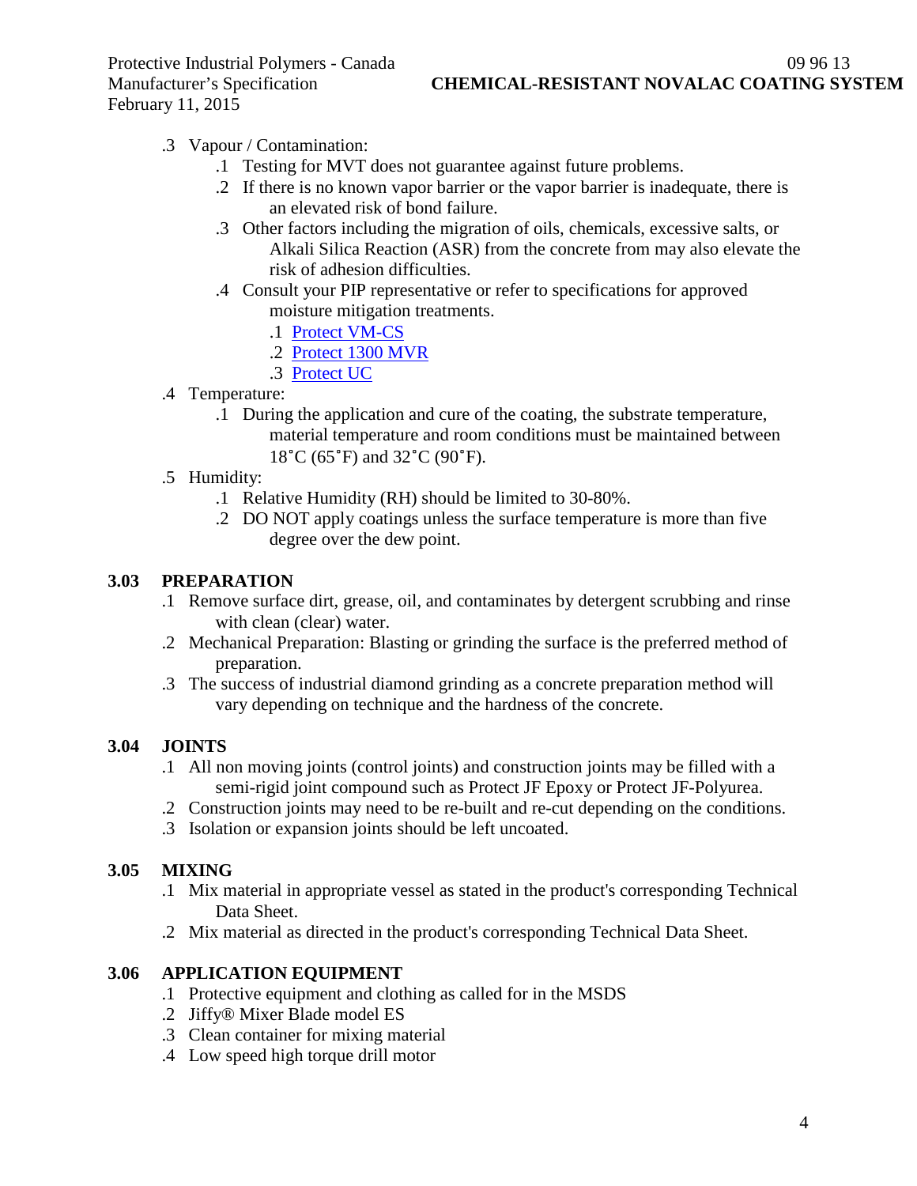- .3 Vapour / Contamination:
  - .1 Testing for MVT does not guarantee against future problems.
  - .2 If there is no known vapor barrier or the vapor barrier is inadequate, there is an elevated risk of bond failure.
  - .3 Other factors including the migration of oils, chemicals, excessive salts, or Alkali Silica Reaction (ASR) from the concrete from may also elevate the risk of adhesion difficulties.
  - .4 Consult your PIP representative or refer to specifications for approved moisture mitigation treatments.
    - .1 Protect VM-CS
    - .2 Protect 1300 MVR
    - .3 Protect UC
- .4 Temperature:
  - .1 During the application and cure of the coating, the substrate temperature, material temperature and room conditions must be maintained between 18˚C (65˚F) and 32˚C (90˚F).
- .5 Humidity:
  - .1 Relative Humidity (RH) should be limited to 30-80%.
  - .2 DO NOT apply coatings unless the surface temperature is more than five degree over the dew point.

## 3.03 PREPARATION

- .1 Remove surface dirt, grease, oil, and contaminates by detergent scrubbing and rinse with clean (clear) water.
- .2 Mechanical Preparation: Blasting or grinding the surface is the preferred method of preparation.
- .3 The success of industrial diamond grinding as a concrete preparation method will vary depending on technique and the hardness of the concrete.

## 3.04 JOINTS

- .1 All non moving joints (control joints) and construction joints may be filled with a semi-rigid joint compound such as Protect JF Epoxy or Protect JF-Polyurea.
- .2 Construction joints may need to be re-built and re-cut depending on the conditions.
- .3 Isolation or expansion joints should be left uncoated.

## 3.05 MIXING

- .1 Mix material in appropriate vessel as stated in the product's corresponding Technical Data Sheet.
- .2 Mix material as directed in the product's corresponding Technical Data Sheet.

## 3.06 APPLICATION EQUIPMENT

- .1 Protective equipment and clothing as called for in the MSDS
- .2 Jiffy® Mixer Blade model ES
- .3 Clean container for mixing material
- .4 Low speed high torque drill motor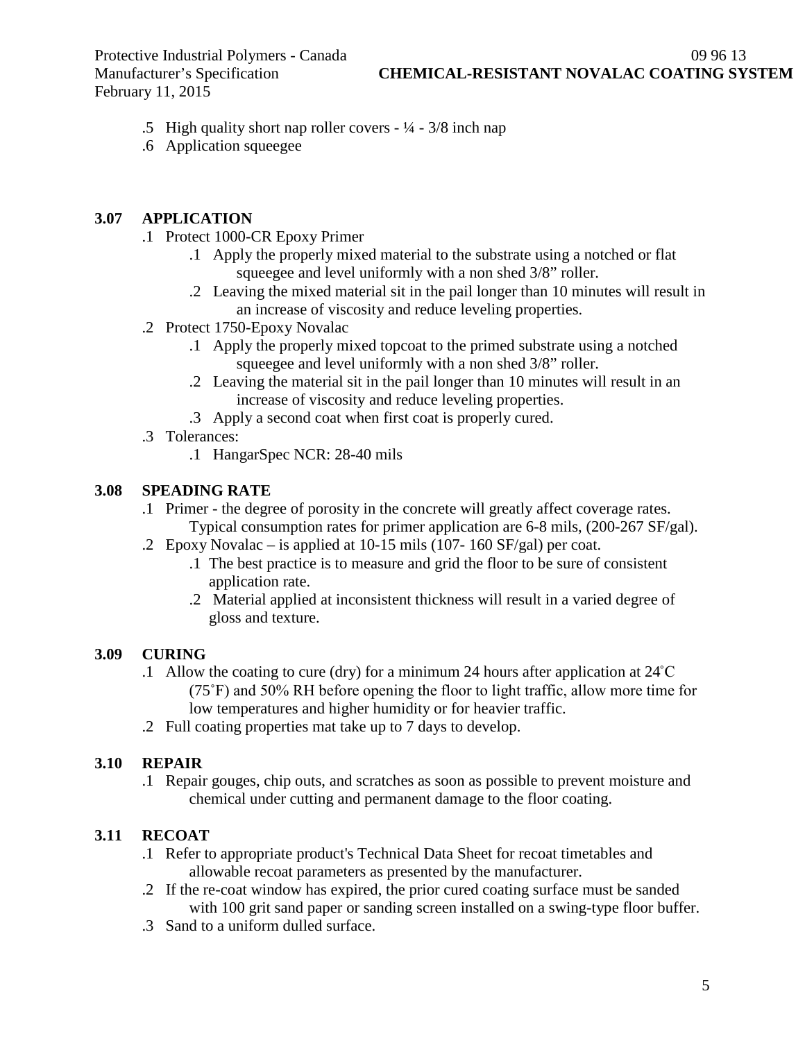.5 High quality short nap roller covers - ¼ - 3/8 inch nap

.6 Application squeegee

## 3.07 APPLICATION

.1 Protect 1000-CR Epoxy Primer

- .1 Apply the properly mixed material to the substrate using a notched or flat squeegee and level uniformly with a non shed 3/8" roller.
- .2 Leaving the mixed material sit in the pail longer than 10 minutes will result in an increase of viscosity and reduce leveling properties.

.2 Protect 1750-Epoxy Novalac

- .1 Apply the properly mixed topcoat to the primed substrate using a notched squeegee and level uniformly with a non shed 3/8" roller.
- .2 Leaving the material sit in the pail longer than 10 minutes will result in an increase of viscosity and reduce leveling properties.
- .3 Apply a second coat when first coat is properly cured.

.3 Tolerances:

- .1 HangarSpec NCR: 28-40 mils

## 3.08 SPEADING RATE

.1 Primer - the degree of porosity in the concrete will greatly affect coverage rates. Typical consumption rates for primer application are 6-8 mils, (200-267 SF/gal).

.2 Epoxy Novalac – is applied at 10-15 mils (107- 160 SF/gal) per coat.

- .1 The best practice is to measure and grid the floor to be sure of consistent application rate.
- .2 Material applied at inconsistent thickness will result in a varied degree of gloss and texture.

## 3.09 CURING

.1 Allow the coating to cure (dry) for a minimum 24 hours after application at 24˚C (75˚F) and 50% RH before opening the floor to light traffic, allow more time for low temperatures and higher humidity or for heavier traffic.

.2 Full coating properties mat take up to 7 days to develop.

## 3.10 REPAIR

.1 Repair gouges, chip outs, and scratches as soon as possible to prevent moisture and chemical under cutting and permanent damage to the floor coating.

## 3.11 RECOAT

.1 Refer to appropriate product's Technical Data Sheet for recoat timetables and allowable recoat parameters as presented by the manufacturer.

.2 If the re-coat window has expired, the prior cured coating surface must be sanded with 100 grit sand paper or sanding screen installed on a swing-type floor buffer.

.3 Sand to a uniform dulled surface.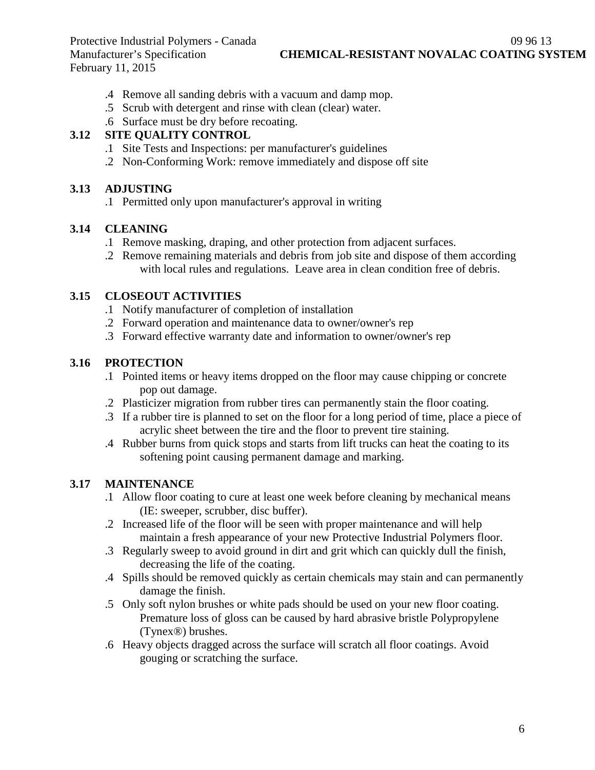.4 Remove all sanding debris with a vacuum and damp mop.
.5 Scrub with detergent and rinse with clean (clear) water.
.6 Surface must be dry before recoating.

## 3.12 SITE QUALITY CONTROL

.1 Site Tests and Inspections: per manufacturer's guidelines
.2 Non-Conforming Work: remove immediately and dispose off site

## 3.13 ADJUSTING

.1 Permitted only upon manufacturer's approval in writing

## 3.14 CLEANING

.1 Remove masking, draping, and other protection from adjacent surfaces.
.2 Remove remaining materials and debris from job site and dispose of them according with local rules and regulations. Leave area in clean condition free of debris.

## 3.15 CLOSEOUT ACTIVITIES

.1 Notify manufacturer of completion of installation
.2 Forward operation and maintenance data to owner/owner's rep
.3 Forward effective warranty date and information to owner/owner's rep

## 3.16 PROTECTION

.1 Pointed items or heavy items dropped on the floor may cause chipping or concrete pop out damage.
.2 Plasticizer migration from rubber tires can permanently stain the floor coating.
.3 If a rubber tire is planned to set on the floor for a long period of time, place a piece of acrylic sheet between the tire and the floor to prevent tire staining.
.4 Rubber burns from quick stops and starts from lift trucks can heat the coating to its softening point causing permanent damage and marking.

## 3.17 MAINTENANCE

.1 Allow floor coating to cure at least one week before cleaning by mechanical means (IE: sweeper, scrubber, disc buffer).
.2 Increased life of the floor will be seen with proper maintenance and will help maintain a fresh appearance of your new Protective Industrial Polymers floor.
.3 Regularly sweep to avoid ground in dirt and grit which can quickly dull the finish, decreasing the life of the coating.
.4 Spills should be removed quickly as certain chemicals may stain and can permanently damage the finish.
.5 Only soft nylon brushes or white pads should be used on your new floor coating. Premature loss of gloss can be caused by hard abrasive bristle Polypropylene (Tynex®) brushes.
.6 Heavy objects dragged across the surface will scratch all floor coatings. Avoid gouging or scratching the surface.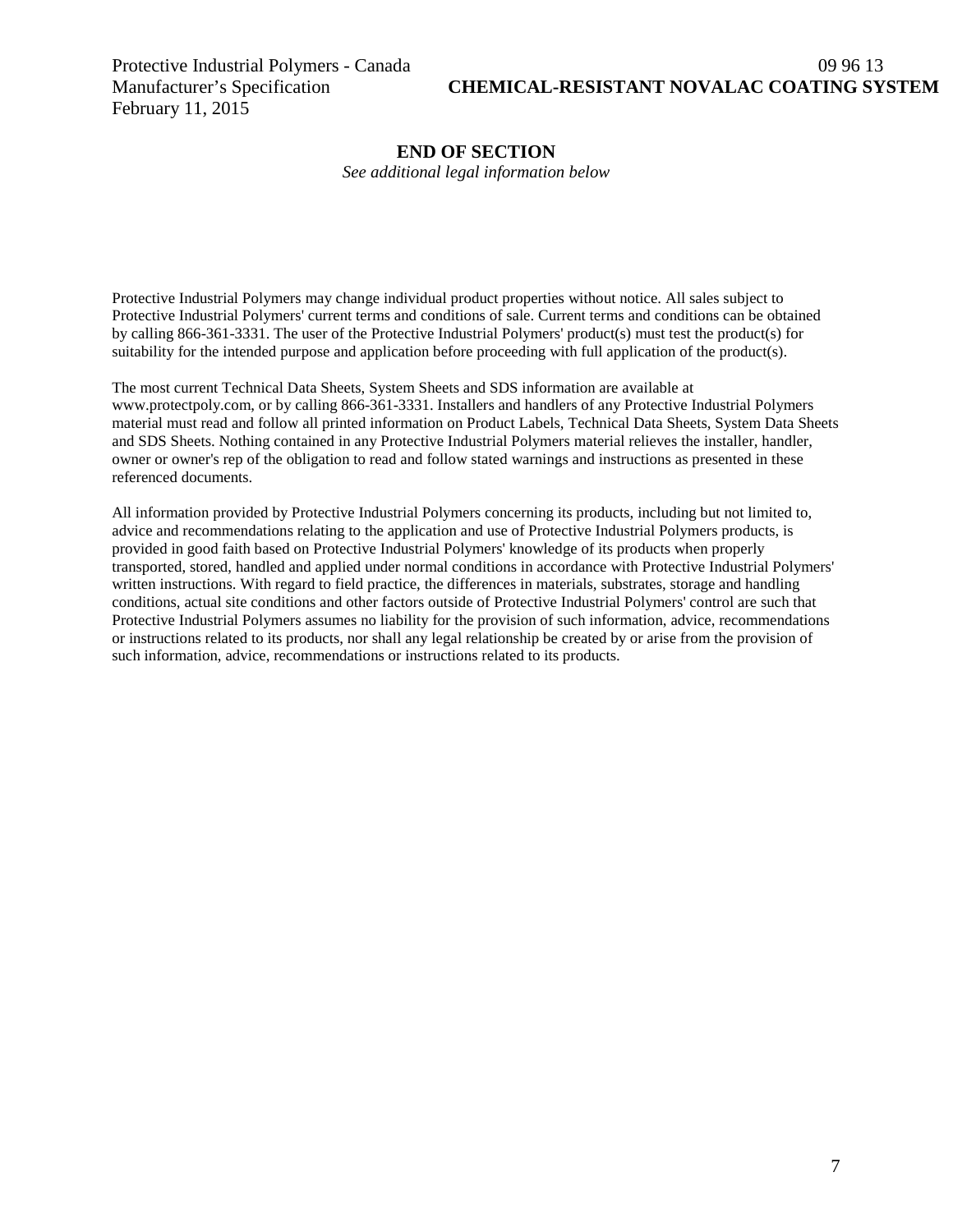**END OF SECTION**

*See additional legal information below*

Protective Industrial Polymers may change individual product properties without notice. All sales subject to Protective Industrial Polymers' current terms and conditions of sale. Current terms and conditions can be obtained by calling 866-361-3331. The user of the Protective Industrial Polymers' product(s) must test the product(s) for suitability for the intended purpose and application before proceeding with full application of the product(s).

The most current Technical Data Sheets, System Sheets and SDS information are available at www.protectpoly.com, or by calling 866-361-3331. Installers and handlers of any Protective Industrial Polymers material must read and follow all printed information on Product Labels, Technical Data Sheets, System Data Sheets and SDS Sheets. Nothing contained in any Protective Industrial Polymers material relieves the installer, handler, owner or owner's rep of the obligation to read and follow stated warnings and instructions as presented in these referenced documents.

All information provided by Protective Industrial Polymers concerning its products, including but not limited to, advice and recommendations relating to the application and use of Protective Industrial Polymers products, is provided in good faith based on Protective Industrial Polymers' knowledge of its products when properly transported, stored, handled and applied under normal conditions in accordance with Protective Industrial Polymers' written instructions. With regard to field practice, the differences in materials, substrates, storage and handling conditions, actual site conditions and other factors outside of Protective Industrial Polymers' control are such that Protective Industrial Polymers assumes no liability for the provision of such information, advice, recommendations or instructions related to its products, nor shall any legal relationship be created by or arise from the provision of such information, advice, recommendations or instructions related to its products.